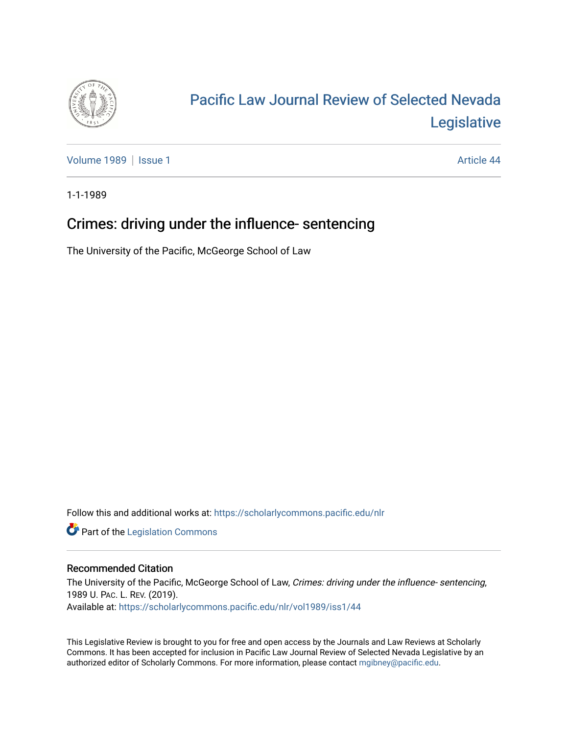# Pacific Law Journal Review of Selected Nevada Legislative

Volume 1989 | Issue 1 Article 44

1-1-1989

## Crimes: driving under the influence- sentencing

The University of the Pacific, McGeorge School of Law

Follow this and additional works at: https://scholarlycommons.pacific.edu/nlr

Part of the Legislation Commons

### Recommended Citation

The University of the Pacific, McGeorge School of Law, *Crimes: driving under the influence- sentencing*, 1989 U. PAC. L. REV. (2019).
Available at: https://scholarlycommons.pacific.edu/nlr/vol1989/iss1/44

This Legislative Review is brought to you for free and open access by the Journals and Law Reviews at Scholarly Commons. It has been accepted for inclusion in Pacific Law Journal Review of Selected Nevada Legislative by an authorized editor of Scholarly Commons. For more information, please contact mgibney@pacific.edu.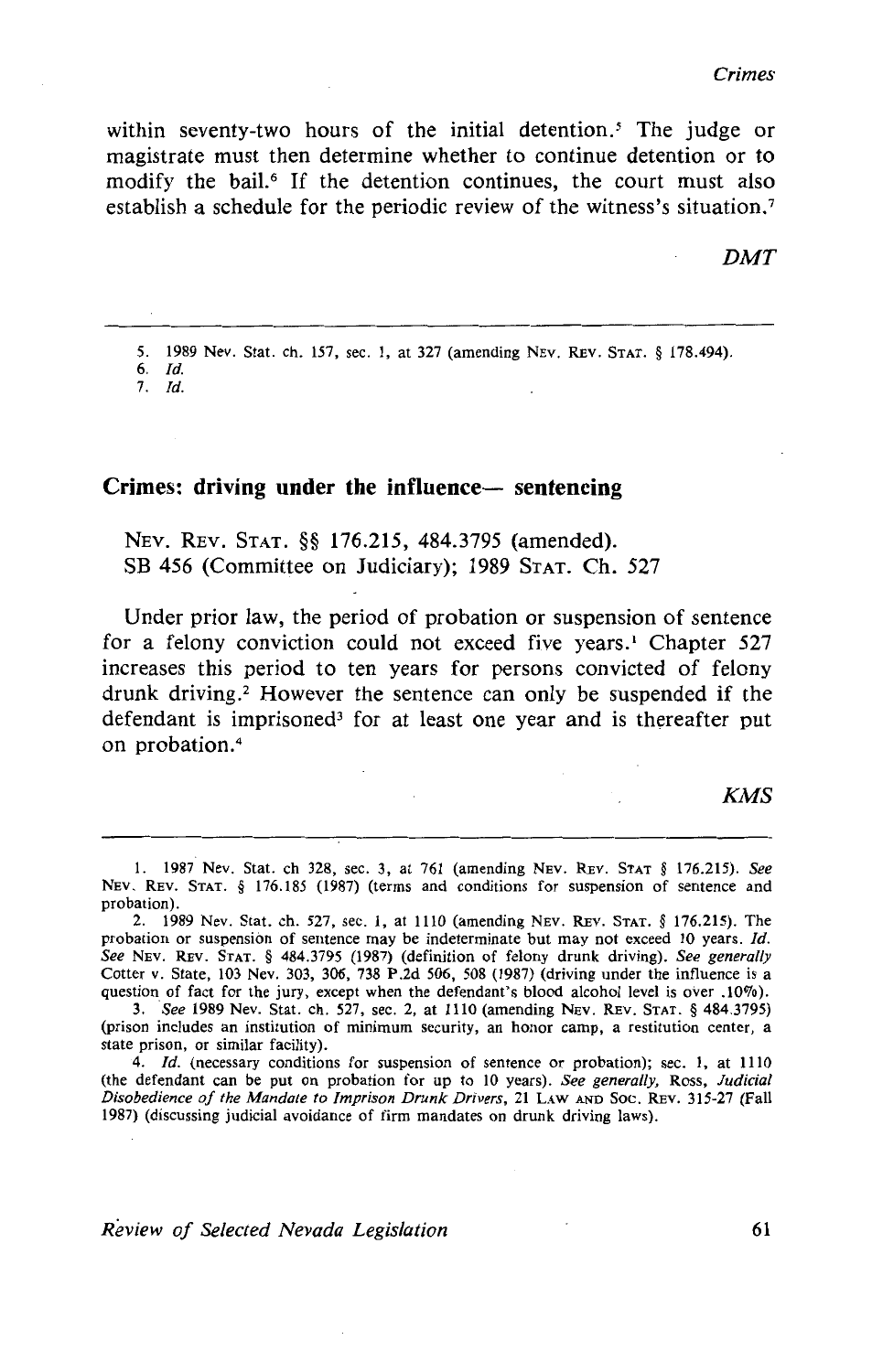within seventy-two hours of the initial detention.[5] The judge or magistrate must then determine whether to continue detention or to modify the bail.[6] If the detention continues, the court must also establish a schedule for the periodic review of the witness's situation.[7]

*DMT*

---

5. 1989 Nev. Stat. ch. 157, sec. 1, at 327 (amending NEV. REV. STAT. § 178.494).
6. *Id.*
7. *Id.*

## Crimes: driving under the influence— sentencing

NEV. REV. STAT. §§ 176.215, 484.3795 (amended).
SB 456 (Committee on Judiciary); 1989 STAT. Ch. 527

Under prior law, the period of probation or suspension of sentence for a felony conviction could not exceed five years.[1] Chapter 527 increases this period to ten years for persons convicted of felony drunk driving.[2] However the sentence can only be suspended if the defendant is imprisoned[3] for at least one year and is thereafter put on probation.[4]

*KMS*

---

1. 1987 Nev. Stat. ch 328, sec. 3, at 761 (amending NEV. REV. STAT § 176.215). *See* NEV. REV. STAT. § 176.185 (1987) (terms and conditions for suspension of sentence and probation).
2. 1989 Nev. Stat. ch. 527, sec. 1, at 1110 (amending NEV. REV. STAT. § 176.215). The probation or suspension of sentence may be indeterminate but may not exceed 10 years. *Id. See* NEV. REV. STAT. § 484.3795 (1987) (definition of felony drunk driving). *See generally* Cotter v. State, 103 Nev. 303, 306, 738 P.2d 506, 508 (1987) (driving under the influence is a question of fact for the jury, except when the defendant's blood alcohol level is over .10%).
3. *See* 1989 Nev. Stat. ch. 527, sec. 2, at 1110 (amending NEV. REV. STAT. § 484.3795) (prison includes an institution of minimum security, an honor camp, a restitution center, a state prison, or similar facility).
4. *Id.* (necessary conditions for suspension of sentence or probation); sec. 1, at 1110 (the defendant can be put on probation for up to 10 years). *See generally,* Ross, *Judicial Disobedience of the Mandate to Imprison Drunk Drivers*, 21 LAW AND SOC. REV. 315-27 (Fall 1987) (discussing judicial avoidance of firm mandates on drunk driving laws).